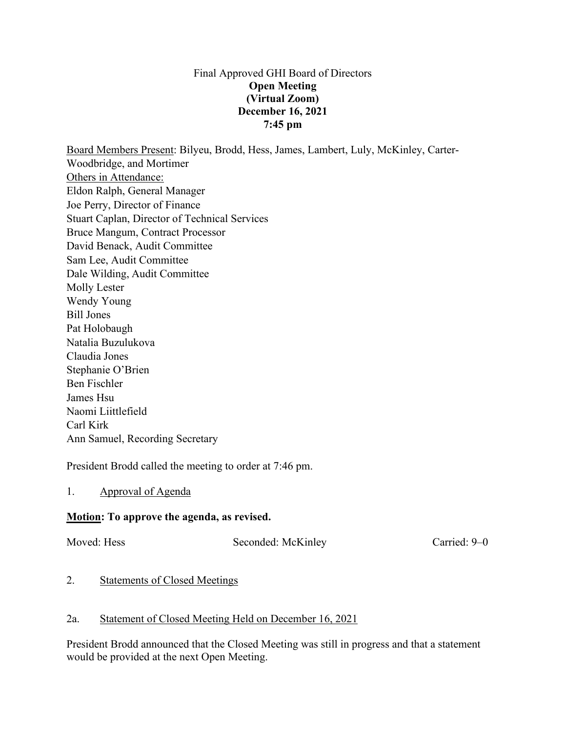Final Approved GHI Board of Directors

**Open Meeting**

**(Virtual Zoom)**

**December 16, 2021**

**7:45 pm**

Board Members Present: Bilyeu, Brodd, Hess, James, Lambert, Luly, McKinley, Carter-Woodbridge, and Mortimer

Others in Attendance:

Eldon Ralph, General Manager
Joe Perry, Director of Finance
Stuart Caplan, Director of Technical Services
Bruce Mangum, Contract Processor
David Benack, Audit Committee
Sam Lee, Audit Committee
Dale Wilding, Audit Committee
Molly Lester
Wendy Young
Bill Jones
Pat Holobaugh
Natalia Buzulukova
Claudia Jones
Stephanie O'Brien
Ben Fischler
James Hsu
Naomi Liittlefield
Carl Kirk
Ann Samuel, Recording Secretary

President Brodd called the meeting to order at 7:46 pm.

1. Approval of Agenda

**Motion: To approve the agenda, as revised.**

Moved: Hess Seconded: McKinley Carried: 9–0

2. Statements of Closed Meetings

2a. Statement of Closed Meeting Held on December 16, 2021

President Brodd announced that the Closed Meeting was still in progress and that a statement would be provided at the next Open Meeting.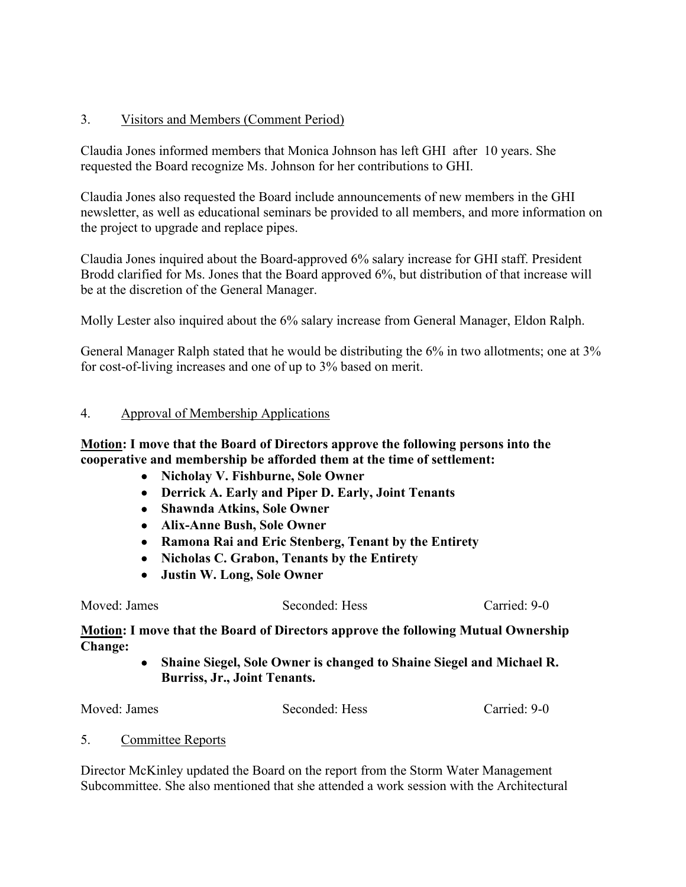3. Visitors and Members (Comment Period)

Claudia Jones informed members that Monica Johnson has left GHI after 10 years. She requested the Board recognize Ms. Johnson for her contributions to GHI.

Claudia Jones also requested the Board include announcements of new members in the GHI newsletter, as well as educational seminars be provided to all members, and more information on the project to upgrade and replace pipes.

Claudia Jones inquired about the Board-approved 6% salary increase for GHI staff. President Brodd clarified for Ms. Jones that the Board approved 6%, but distribution of that increase will be at the discretion of the General Manager.

Molly Lester also inquired about the 6% salary increase from General Manager, Eldon Ralph.

General Manager Ralph stated that he would be distributing the 6% in two allotments; one at 3% for cost-of-living increases and one of up to 3% based on merit.

4. Approval of Membership Applications

**Motion: I move that the Board of Directors approve the following persons into the cooperative and membership be afforded them at the time of settlement:**

- **Nicholay V. Fishburne, Sole Owner**
- **Derrick A. Early and Piper D. Early, Joint Tenants**
- **Shawnda Atkins, Sole Owner**
- **Alix-Anne Bush, Sole Owner**
- **Ramona Rai and Eric Stenberg, Tenant by the Entirety**
- **Nicholas C. Grabon, Tenants by the Entirety**
- **Justin W. Long, Sole Owner**

Moved: James Seconded: Hess Carried: 9-0

**Motion: I move that the Board of Directors approve the following Mutual Ownership Change:**

- **Shaine Siegel, Sole Owner is changed to Shaine Siegel and Michael R. Burriss, Jr., Joint Tenants.**

Moved: James Seconded: Hess Carried: 9-0

5. Committee Reports

Director McKinley updated the Board on the report from the Storm Water Management Subcommittee. She also mentioned that she attended a work session with the Architectural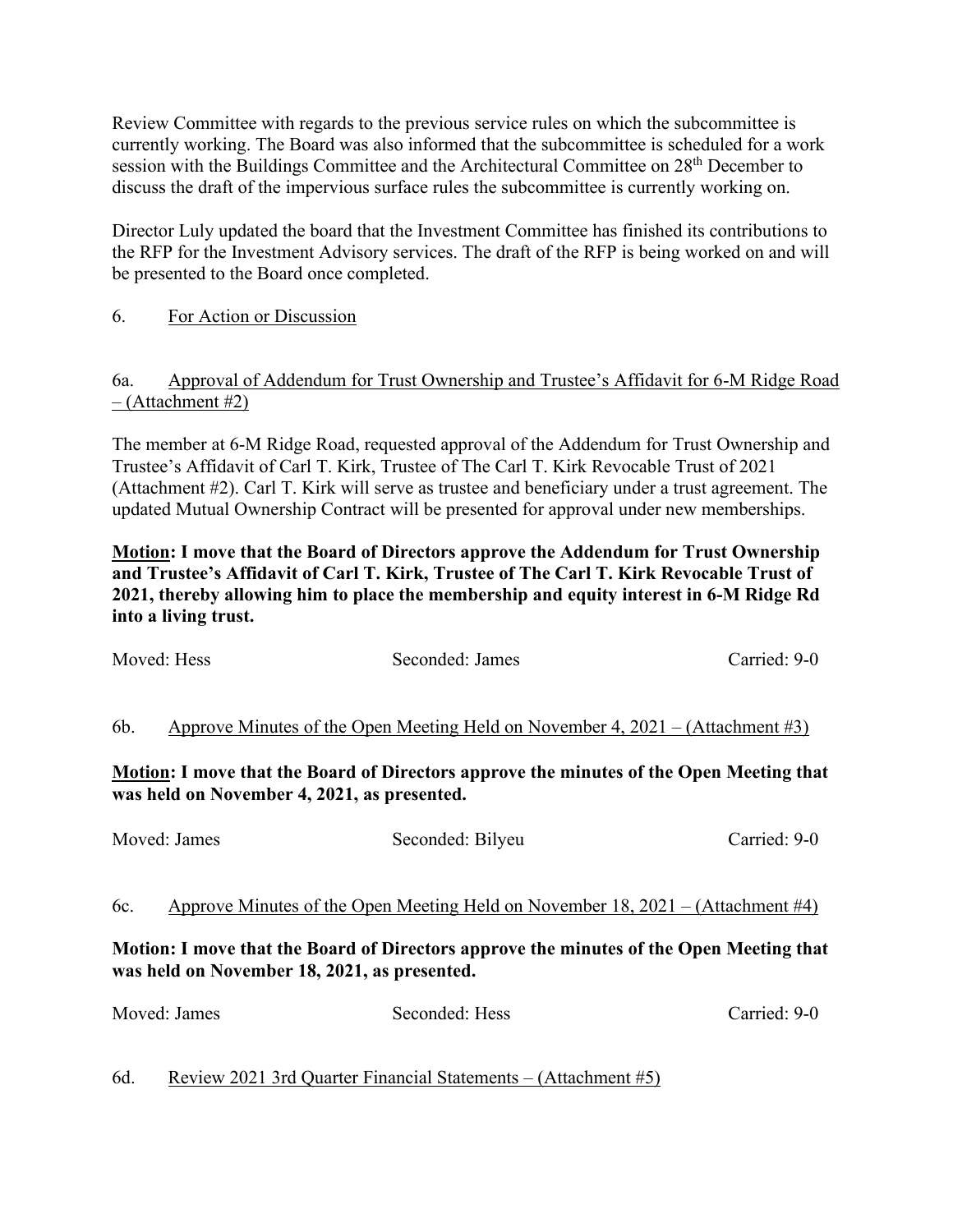Review Committee with regards to the previous service rules on which the subcommittee is currently working. The Board was also informed that the subcommittee is scheduled for a work session with the Buildings Committee and the Architectural Committee on 28th December to discuss the draft of the impervious surface rules the subcommittee is currently working on.

Director Luly updated the board that the Investment Committee has finished its contributions to the RFP for the Investment Advisory services. The draft of the RFP is being worked on and will be presented to the Board once completed.

6. For Action or Discussion

6a. Approval of Addendum for Trust Ownership and Trustee's Affidavit for 6-M Ridge Road – (Attachment #2)

The member at 6-M Ridge Road, requested approval of the Addendum for Trust Ownership and Trustee's Affidavit of Carl T. Kirk, Trustee of The Carl T. Kirk Revocable Trust of 2021 (Attachment #2). Carl T. Kirk will serve as trustee and beneficiary under a trust agreement. The updated Mutual Ownership Contract will be presented for approval under new memberships.

**Motion: I move that the Board of Directors approve the Addendum for Trust Ownership and Trustee's Affidavit of Carl T. Kirk, Trustee of The Carl T. Kirk Revocable Trust of 2021, thereby allowing him to place the membership and equity interest in 6-M Ridge Rd into a living trust.**

Moved: Hess Seconded: James Carried: 9-0

6b. Approve Minutes of the Open Meeting Held on November 4, 2021 – (Attachment #3)

**Motion: I move that the Board of Directors approve the minutes of the Open Meeting that was held on November 4, 2021, as presented.**

Moved: James Seconded: Bilyeu Carried: 9-0

6c. Approve Minutes of the Open Meeting Held on November 18, 2021 – (Attachment #4)

**Motion: I move that the Board of Directors approve the minutes of the Open Meeting that was held on November 18, 2021, as presented.**

Moved: James Seconded: Hess Carried: 9-0

6d. Review 2021 3rd Quarter Financial Statements – (Attachment #5)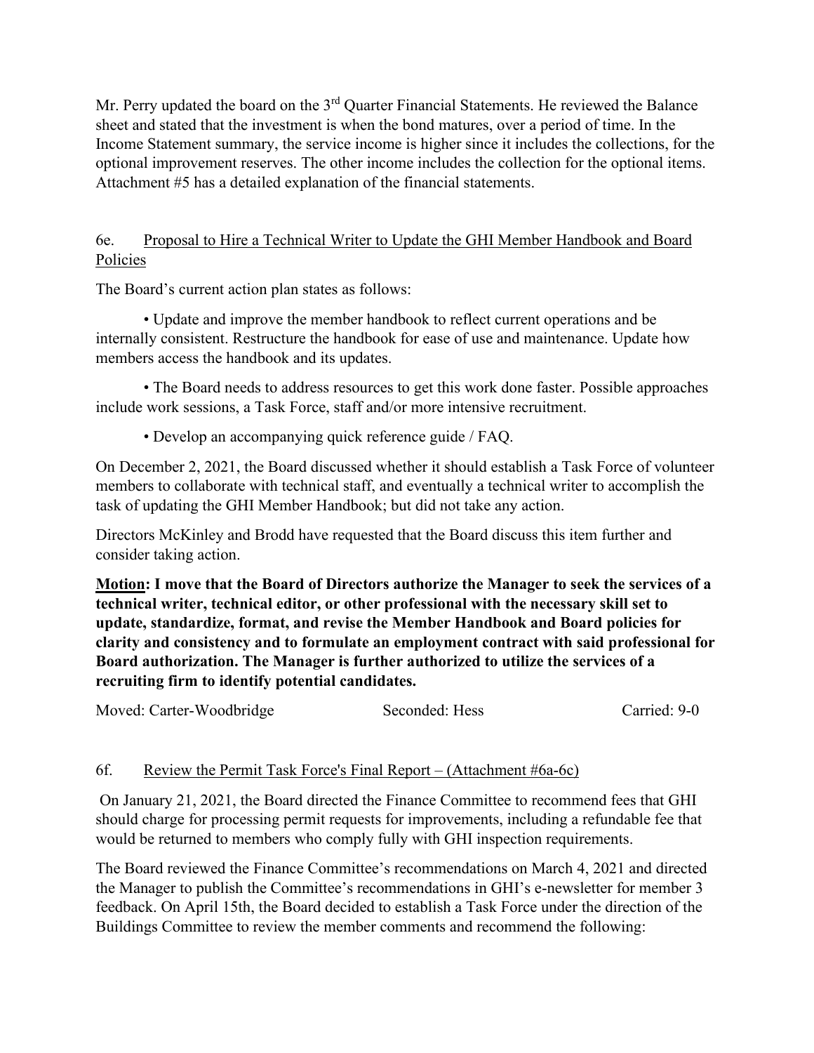Mr. Perry updated the board on the 3rd Quarter Financial Statements. He reviewed the Balance sheet and stated that the investment is when the bond matures, over a period of time. In the Income Statement summary, the service income is higher since it includes the collections, for the optional improvement reserves. The other income includes the collection for the optional items. Attachment #5 has a detailed explanation of the financial statements.

6e. Proposal to Hire a Technical Writer to Update the GHI Member Handbook and Board Policies

The Board's current action plan states as follows:

- Update and improve the member handbook to reflect current operations and be internally consistent. Restructure the handbook for ease of use and maintenance. Update how members access the handbook and its updates.
- The Board needs to address resources to get this work done faster. Possible approaches include work sessions, a Task Force, staff and/or more intensive recruitment.
- Develop an accompanying quick reference guide / FAQ.

On December 2, 2021, the Board discussed whether it should establish a Task Force of volunteer members to collaborate with technical staff, and eventually a technical writer to accomplish the task of updating the GHI Member Handbook; but did not take any action.

Directors McKinley and Brodd have requested that the Board discuss this item further and consider taking action.

**Motion: I move that the Board of Directors authorize the Manager to seek the services of a technical writer, technical editor, or other professional with the necessary skill set to update, standardize, format, and revise the Member Handbook and Board policies for clarity and consistency and to formulate an employment contract with said professional for Board authorization. The Manager is further authorized to utilize the services of a recruiting firm to identify potential candidates.**

Moved: Carter-Woodbridge Seconded: Hess Carried: 9-0

6f. Review the Permit Task Force's Final Report – (Attachment #6a-6c)

On January 21, 2021, the Board directed the Finance Committee to recommend fees that GHI should charge for processing permit requests for improvements, including a refundable fee that would be returned to members who comply fully with GHI inspection requirements.

The Board reviewed the Finance Committee's recommendations on March 4, 2021 and directed the Manager to publish the Committee's recommendations in GHI's e-newsletter for member 3 feedback. On April 15th, the Board decided to establish a Task Force under the direction of the Buildings Committee to review the member comments and recommend the following: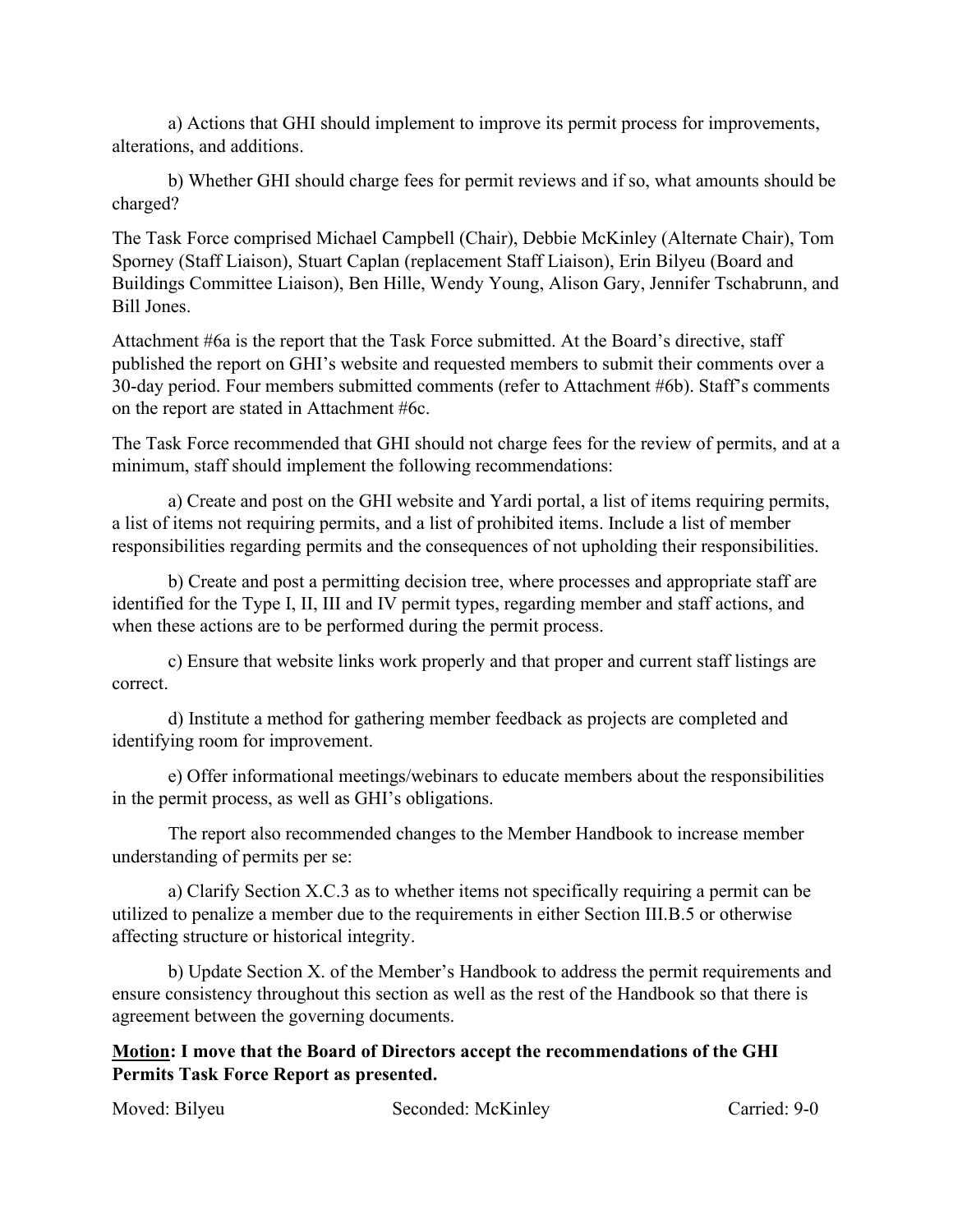a) Actions that GHI should implement to improve its permit process for improvements, alterations, and additions.

b) Whether GHI should charge fees for permit reviews and if so, what amounts should be charged?

The Task Force comprised Michael Campbell (Chair), Debbie McKinley (Alternate Chair), Tom Sporney (Staff Liaison), Stuart Caplan (replacement Staff Liaison), Erin Bilyeu (Board and Buildings Committee Liaison), Ben Hille, Wendy Young, Alison Gary, Jennifer Tschabrunn, and Bill Jones.

Attachment #6a is the report that the Task Force submitted. At the Board's directive, staff published the report on GHI's website and requested members to submit their comments over a 30-day period. Four members submitted comments (refer to Attachment #6b). Staff's comments on the report are stated in Attachment #6c.

The Task Force recommended that GHI should not charge fees for the review of permits, and at a minimum, staff should implement the following recommendations:

a) Create and post on the GHI website and Yardi portal, a list of items requiring permits, a list of items not requiring permits, and a list of prohibited items. Include a list of member responsibilities regarding permits and the consequences of not upholding their responsibilities.

b) Create and post a permitting decision tree, where processes and appropriate staff are identified for the Type I, II, III and IV permit types, regarding member and staff actions, and when these actions are to be performed during the permit process.

c) Ensure that website links work properly and that proper and current staff listings are correct.

d) Institute a method for gathering member feedback as projects are completed and identifying room for improvement.

e) Offer informational meetings/webinars to educate members about the responsibilities in the permit process, as well as GHI's obligations.

The report also recommended changes to the Member Handbook to increase member understanding of permits per se:

a) Clarify Section X.C.3 as to whether items not specifically requiring a permit can be utilized to penalize a member due to the requirements in either Section III.B.5 or otherwise affecting structure or historical integrity.

b) Update Section X. of the Member's Handbook to address the permit requirements and ensure consistency throughout this section as well as the rest of the Handbook so that there is agreement between the governing documents.

**<u>Motion</u>: I move that the Board of Directors accept the recommendations of the GHI Permits Task Force Report as presented.**

Moved: Bilyeu    Seconded: McKinley    Carried: 9-0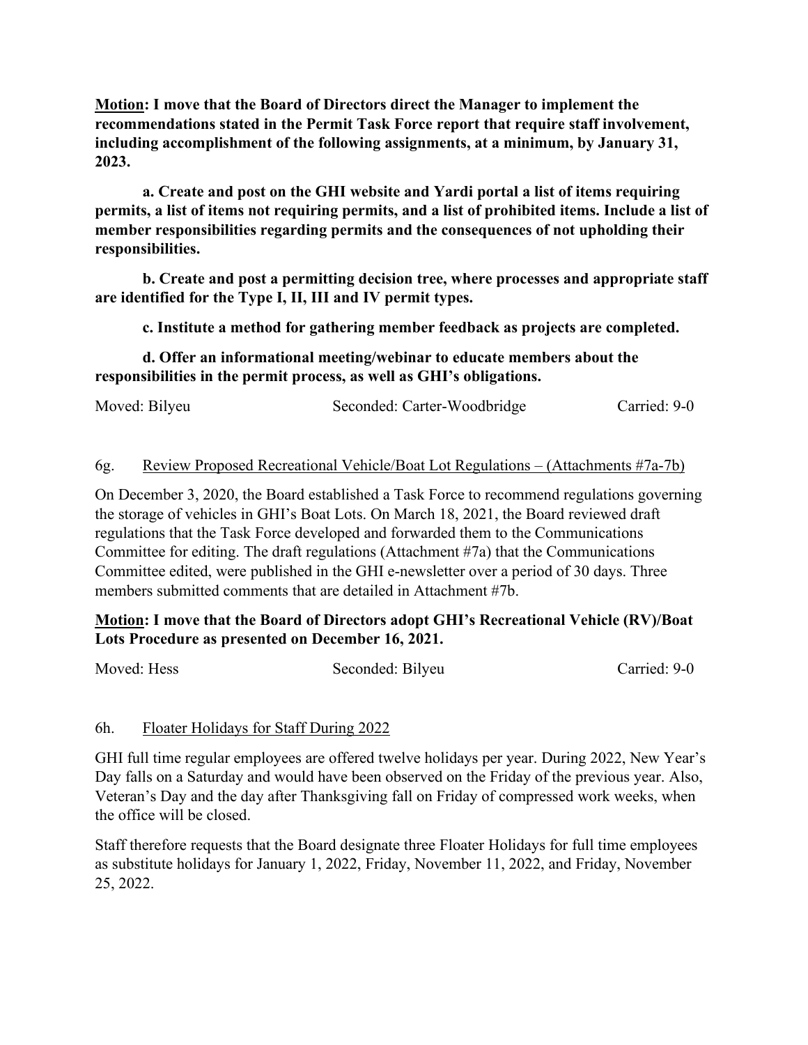**<u>Motion</u>: I move that the Board of Directors direct the Manager to implement the recommendations stated in the Permit Task Force report that require staff involvement, including accomplishment of the following assignments, at a minimum, by January 31, 2023.**

**a. Create and post on the GHI website and Yardi portal a list of items requiring permits, a list of items not requiring permits, and a list of prohibited items. Include a list of member responsibilities regarding permits and the consequences of not upholding their responsibilities.**

**b. Create and post a permitting decision tree, where processes and appropriate staff are identified for the Type I, II, III and IV permit types.**

**c. Institute a method for gathering member feedback as projects are completed.**

**d. Offer an informational meeting/webinar to educate members about the responsibilities in the permit process, as well as GHI's obligations.**

Moved: Bilyeu  Seconded: Carter-Woodbridge  Carried: 9-0

6g. <u>Review Proposed Recreational Vehicle/Boat Lot Regulations – (Attachments #7a-7b)</u>

On December 3, 2020, the Board established a Task Force to recommend regulations governing the storage of vehicles in GHI's Boat Lots. On March 18, 2021, the Board reviewed draft regulations that the Task Force developed and forwarded them to the Communications Committee for editing. The draft regulations (Attachment #7a) that the Communications Committee edited, were published in the GHI e-newsletter over a period of 30 days. Three members submitted comments that are detailed in Attachment #7b.

**<u>Motion</u>: I move that the Board of Directors adopt GHI's Recreational Vehicle (RV)/Boat Lots Procedure as presented on December 16, 2021.**

Moved: Hess  Seconded: Bilyeu  Carried: 9-0

6h. <u>Floater Holidays for Staff During 2022</u>

GHI full time regular employees are offered twelve holidays per year. During 2022, New Year's Day falls on a Saturday and would have been observed on the Friday of the previous year. Also, Veteran's Day and the day after Thanksgiving fall on Friday of compressed work weeks, when the office will be closed.

Staff therefore requests that the Board designate three Floater Holidays for full time employees as substitute holidays for January 1, 2022, Friday, November 11, 2022, and Friday, November 25, 2022.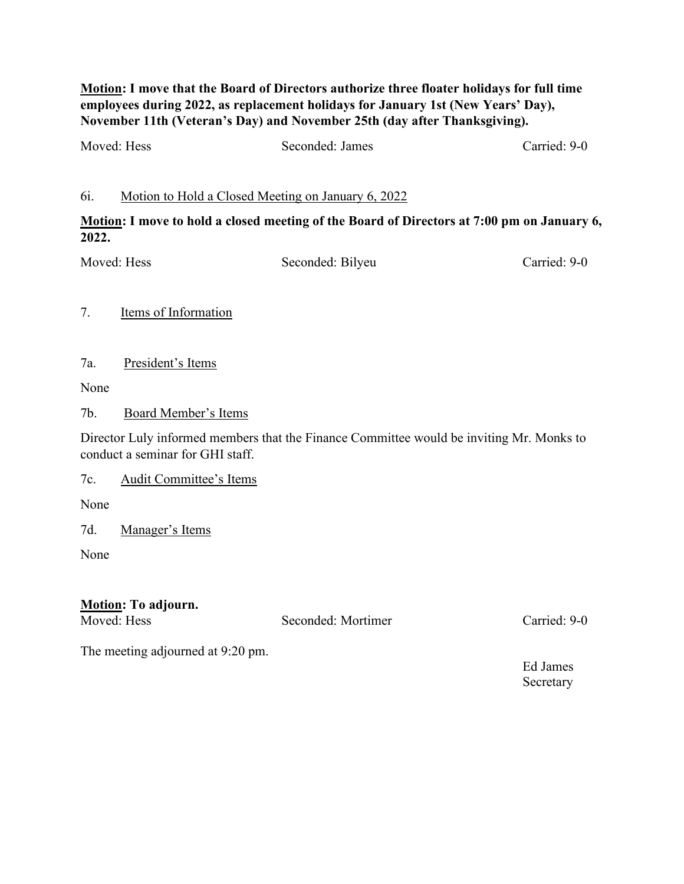**<u>Motion</u>: I move that the Board of Directors authorize three floater holidays for full time employees during 2022, as replacement holidays for January 1st (New Years' Day), November 11th (Veteran's Day) and November 25th (day after Thanksgiving).**

Moved: Hess　　　　　　Seconded: James　　　　　　Carried: 9-0

6i. <u>Motion to Hold a Closed Meeting on January 6, 2022</u>

**<u>Motion</u>: I move to hold a closed meeting of the Board of Directors at 7:00 pm on January 6, 2022.**

Moved: Hess　　　　　　Seconded: Bilyeu　　　　　　Carried: 9-0

7. <u>Items of Information</u>

7a. <u>President's Items</u>

None

7b. <u>Board Member's Items</u>

Director Luly informed members that the Finance Committee would be inviting Mr. Monks to conduct a seminar for GHI staff.

7c. <u>Audit Committee's Items</u>

None

7d. <u>Manager's Items</u>

None

**<u>Motion</u>: To adjourn.**

Moved: Hess　　　　　　Seconded: Mortimer　　　　　　Carried: 9-0

The meeting adjourned at 9:20 pm.

Ed James
Secretary